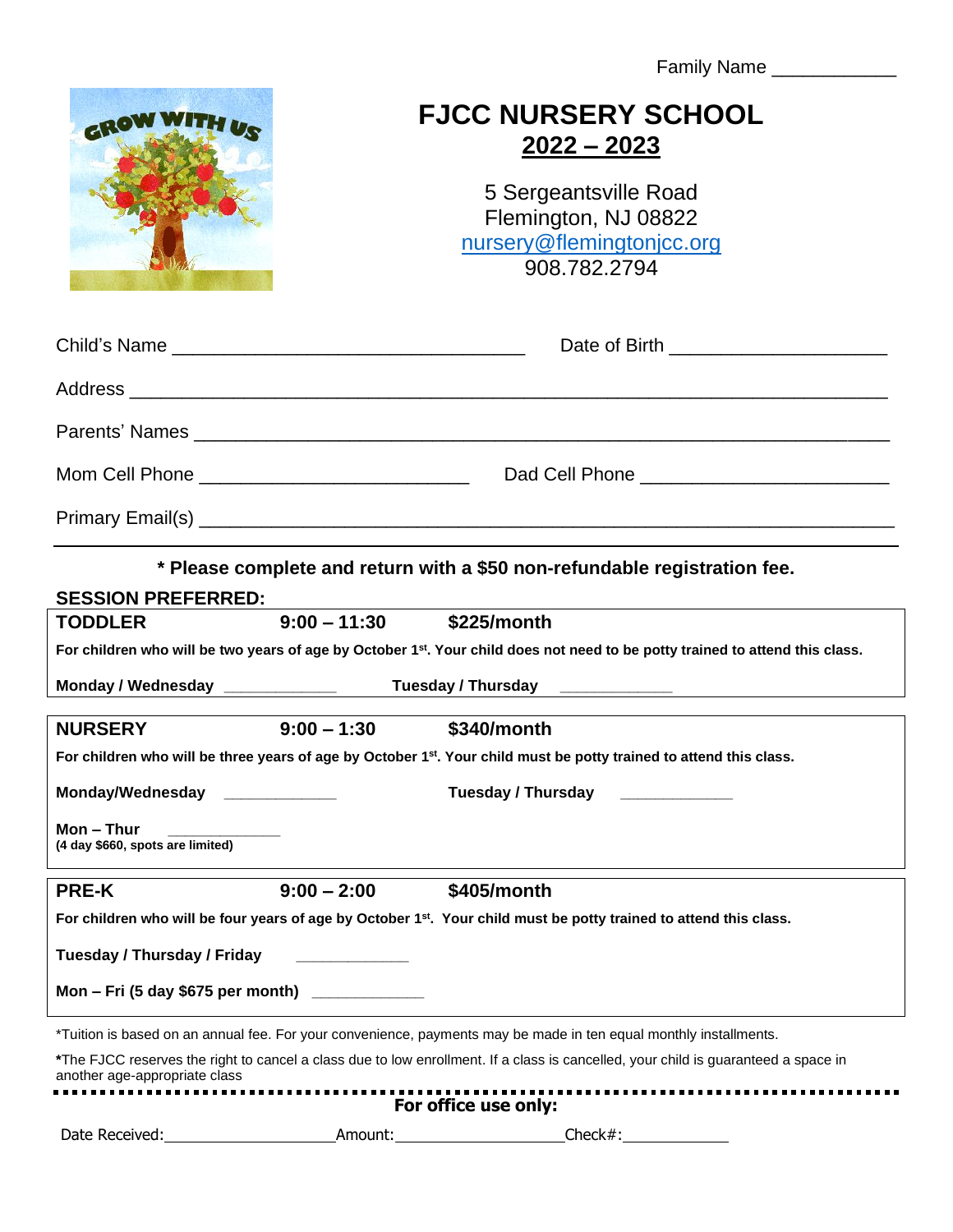Family Name ____________

# FJCC NURSERY SCHOOL

## 2022 – 2023

5 Sergeantsville Road
Flemington, NJ 08822
nursery@flemingtonjcc.org
908.782.2794

Child's Name _________________________________ Date of Birth ____________________

Address ______________________________________________________________________

Parents' Names ________________________________________________________________

Mom Cell Phone _________________________ Dad Cell Phone _______________________

Primary Email(s) _______________________________________________________________

---

**\* Please complete and return with a $50 non-refundable registration fee.**

**SESSION PREFERRED:**

**TODDLER 9:00 – 11:30 $225/month**

**For children who will be two years of age by October 1st. Your child does not need to be potty trained to attend this class.**

**Monday / Wednesday** ____________ **Tuesday / Thursday** ____________

**NURSERY 9:00 – 1:30 $340/month**

**For children who will be three years of age by October 1st. Your child must be potty trained to attend this class.**

**Monday/Wednesday** ____________ **Tuesday / Thursday** ____________

**Mon – Thur** ____________
**(4 day $660, spots are limited)**

**PRE-K 9:00 – 2:00 $405/month**

**For children who will be four years of age by October 1st. Your child must be potty trained to attend this class.**

**Tuesday / Thursday / Friday** ____________

**Mon – Fri (5 day $675 per month)** ____________

*Tuition is based on an annual fee. For your convenience, payments may be made in ten equal monthly installments.

***The FJCC reserves the right to cancel a class due to low enrollment. If a class is cancelled, your child is guaranteed a space in another age-appropriate class

**For office use only:**

Date Received: ____________ Amount: ____________ Check#: ____________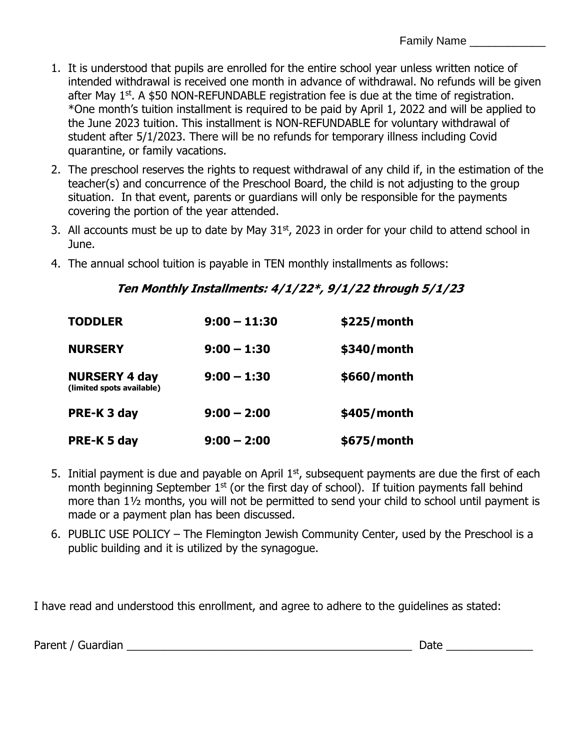Family Name ____________

1. It is understood that pupils are enrolled for the entire school year unless written notice of intended withdrawal is received one month in advance of withdrawal. No refunds will be given after May 1st. A $50 NON-REFUNDABLE registration fee is due at the time of registration. *One month's tuition installment is required to be paid by April 1, 2022 and will be applied to the June 2023 tuition. This installment is NON-REFUNDABLE for voluntary withdrawal of student after 5/1/2023. There will be no refunds for temporary illness including Covid quarantine, or family vacations.
2. The preschool reserves the rights to request withdrawal of any child if, in the estimation of the teacher(s) and concurrence of the Preschool Board, the child is not adjusting to the group situation. In that event, parents or guardians will only be responsible for the payments covering the portion of the year attended.
3. All accounts must be up to date by May 31st, 2023 in order for your child to attend school in June.
4. The annual school tuition is payable in TEN monthly installments as follows:

***Ten Monthly Installments: 4/1/22*, 9/1/22 through 5/1/23***

| | | |
|---|---|---|
| **TODDLER** | **9:00 – 11:30** | **$225/month** |
| **NURSERY** | **9:00 – 1:30** | **$340/month** |
| **NURSERY 4 day** **(limited spots available)** | **9:00 – 1:30** | **$660/month** |
| **PRE-K 3 day** | **9:00 – 2:00** | **$405/month** |
| **PRE-K 5 day** | **9:00 – 2:00** | **$675/month** |

5. Initial payment is due and payable on April 1st, subsequent payments are due the first of each month beginning September 1st (or the first day of school). If tuition payments fall behind more than 1½ months, you will not be permitted to send your child to school until payment is made or a payment plan has been discussed.
6. PUBLIC USE POLICY – The Flemington Jewish Community Center, used by the Preschool is a public building and it is utilized by the synagogue.

I have read and understood this enrollment, and agree to adhere to the guidelines as stated:

Parent / Guardian ______________________________________________ Date ______________